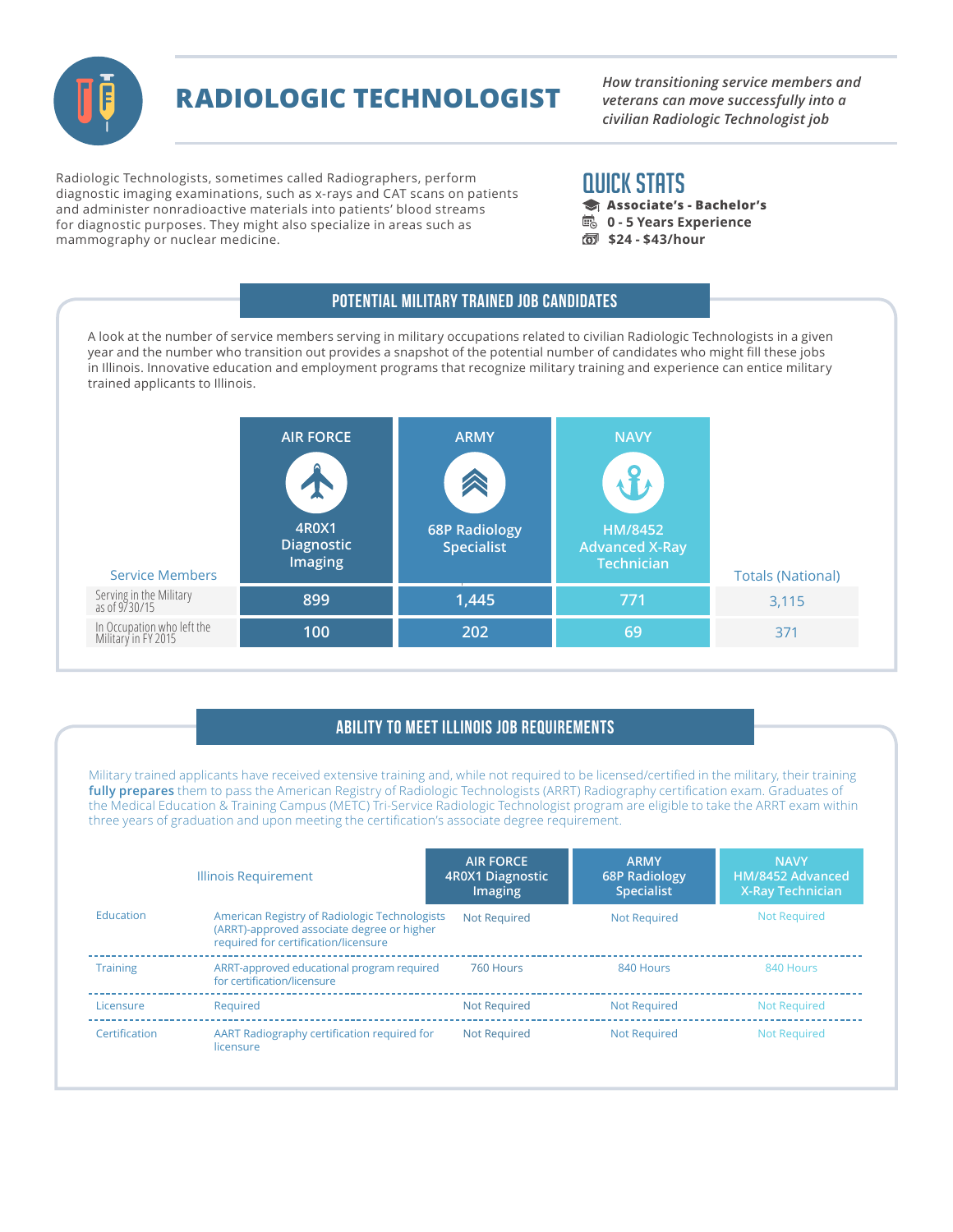# RADIOLOGIC TECHNOLOGIST

*How transitioning service members and veterans can move successfully into a civilian Radiologic Technologist job*

Radiologic Technologists, sometimes called Radiographers, perform diagnostic imaging examinations, such as x-rays and CAT scans on patients and administer nonradioactive materials into patients' blood streams for diagnostic purposes. They might also specialize in areas such as mammography or nuclear medicine.

## QUICK STATS

- **Associate's - Bachelor's**
- **0 - 5 Years Experience**
- **$24 - $43/hour**

## POTENTIAL MILITARY TRAINED JOB CANDIDATES

A look at the number of service members serving in military occupations related to civilian Radiologic Technologists in a given year and the number who transition out provides a snapshot of the potential number of candidates who might fill these jobs in Illinois. Innovative education and employment programs that recognize military training and experience can entice military trained applicants to Illinois.

| Service Members | AIR FORCE 4R0X1 Diagnostic Imaging | ARMY 68P Radiology Specialist | NAVY HM/8452 Advanced X-Ray Technician | Totals (National) |
|---|---|---|---|---|
| Serving in the Military as of 9/30/15 | 899 | 1,445 | 771 | 3,115 |
| In Occupation who left the Military in FY 2015 | 100 | 202 | 69 | 371 |

## ABILITY TO MEET ILLINOIS JOB REQUIREMENTS

Military trained applicants have received extensive training and, while not required to be licensed/certified in the military, their training **fully prepares** them to pass the American Registry of Radiologic Technologists (ARRT) Radiography certification exam. Graduates of the Medical Education & Training Campus (METC) Tri-Service Radiologic Technologist program are eligible to take the ARRT exam within three years of graduation and upon meeting the certification's associate degree requirement.

| | Illinois Requirement | AIR FORCE 4R0X1 Diagnostic Imaging | ARMY 68P Radiology Specialist | NAVY HM/8452 Advanced X-Ray Technician |
|---|---|---|---|---|
| Education | American Registry of Radiologic Technologists (ARRT)-approved associate degree or higher required for certification/licensure | Not Required | Not Required | Not Required |
| Training | ARRT-approved educational program required for certification/licensure | 760 Hours | 840 Hours | 840 Hours |
| Licensure | Required | Not Required | Not Required | Not Required |
| Certification | AART Radiography certification required for licensure | Not Required | Not Required | Not Required |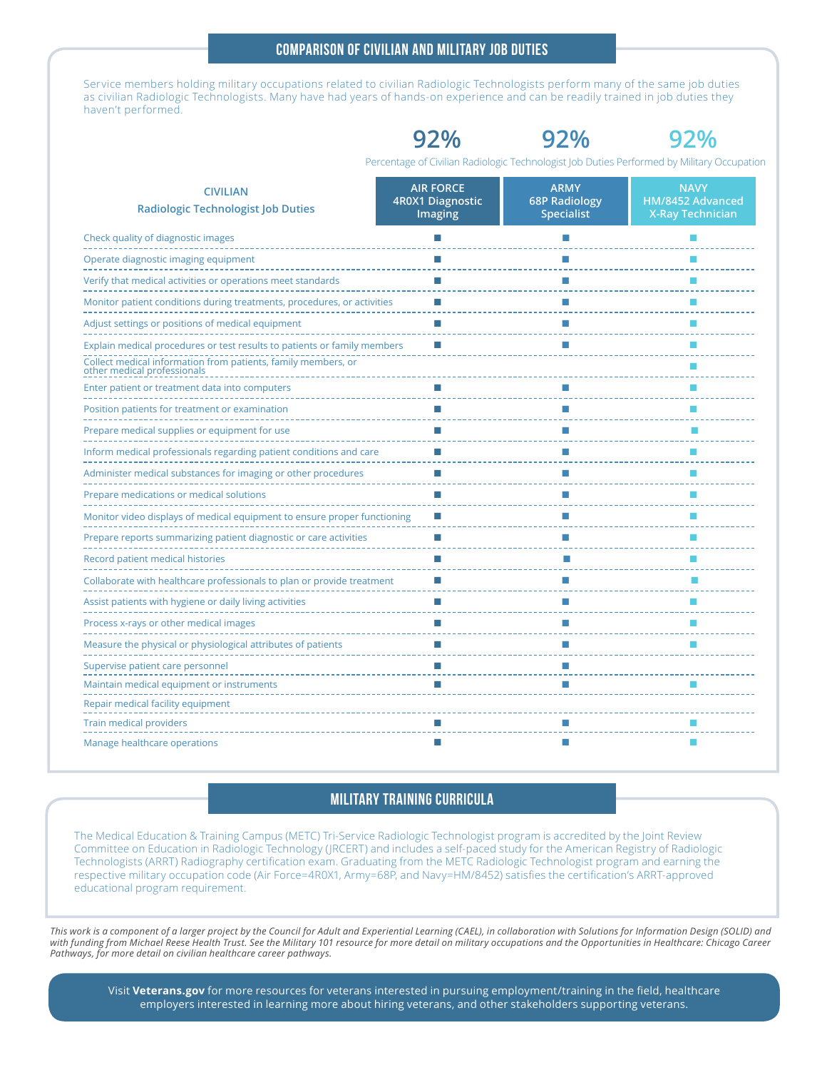## COMPARISON OF CIVILIAN AND MILITARY JOB DUTIES

Service members holding military occupations related to civilian Radiologic Technologists perform many of the same job duties as civilian Radiologic Technologists. Many have had years of hands-on experience and can be readily trained in job duties they haven't performed.

Percentage of Civilian Radiologic Technologist Job Duties Performed by Military Occupation

| CIVILIAN Radiologic Technologist Job Duties | AIR FORCE 4R0X1 Diagnostic Imaging (92%) | ARMY 68P Radiology Specialist (92%) | NAVY HM/8452 Advanced X-Ray Technician (92%) |
|---|---|---|---|
| Check quality of diagnostic images | ■ | ■ | ■ |
| Operate diagnostic imaging equipment | ■ | ■ | ■ |
| Verify that medical activities or operations meet standards | ■ | ■ | ■ |
| Monitor patient conditions during treatments, procedures, or activities | ■ | ■ | ■ |
| Adjust settings or positions of medical equipment | ■ | ■ | ■ |
| Explain medical procedures or test results to patients or family members | ■ | ■ | ■ |
| Collect medical information from patients, family members, or other medical professionals | | | ■ |
| Enter patient or treatment data into computers | ■ | ■ | ■ |
| Position patients for treatment or examination | ■ | ■ | ■ |
| Prepare medical supplies or equipment for use | ■ | ■ | ■ |
| Inform medical professionals regarding patient conditions and care | ■ | ■ | ■ |
| Administer medical substances for imaging or other procedures | ■ | ■ | ■ |
| Prepare medications or medical solutions | ■ | ■ | ■ |
| Monitor video displays of medical equipment to ensure proper functioning | ■ | ■ | ■ |
| Prepare reports summarizing patient diagnostic or care activities | ■ | ■ | ■ |
| Record patient medical histories | ■ | ■ | ■ |
| Collaborate with healthcare professionals to plan or provide treatment | ■ | ■ | ■ |
| Assist patients with hygiene or daily living activities | ■ | ■ | ■ |
| Process x-rays or other medical images | ■ | ■ | ■ |
| Measure the physical or physiological attributes of patients | ■ | ■ | ■ |
| Supervise patient care personnel | ■ | ■ | |
| Maintain medical equipment or instruments | ■ | ■ | ■ |
| Repair medical facility equipment | | | |
| Train medical providers | ■ | ■ | ■ |
| Manage healthcare operations | ■ | ■ | ■ |

## MILITARY TRAINING CURRICULA

The Medical Education & Training Campus (METC) Tri-Service Radiologic Technologist program is accredited by the Joint Review Committee on Education in Radiologic Technology (JRCERT) and includes a self-paced study for the American Registry of Radiologic Technologists (ARRT) Radiography certification exam. Graduating from the METC Radiologic Technologist program and earning the respective military occupation code (Air Force=4R0X1, Army=68P, and Navy=HM/8452) satisfies the certification's ARRT-approved educational program requirement.

*This work is a component of a larger project by the Council for Adult and Experiential Learning (CAEL), in collaboration with Solutions for Information Design (SOLID) and with funding from Michael Reese Health Trust. See the Military 101 resource for more detail on military occupations and the Opportunities in Healthcare: Chicago Career Pathways, for more detail on civilian healthcare career pathways.*

Visit **Veterans.gov** for more resources for veterans interested in pursuing employment/training in the field, healthcare employers interested in learning more about hiring veterans, and other stakeholders supporting veterans.